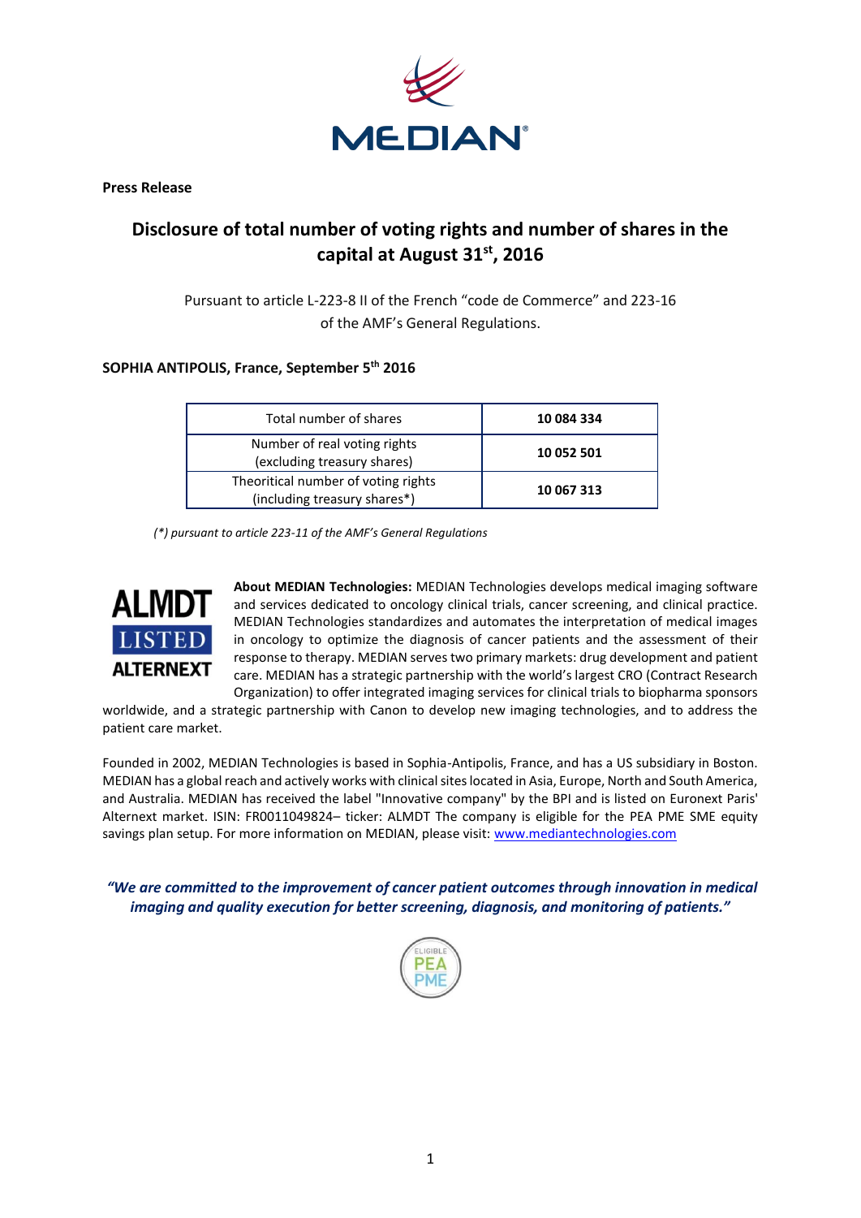**Press Release**

# Disclosure of total number of voting rights and number of shares in the capital at August 31st, 2016

Pursuant to article L-223-8 II of the French “code de Commerce” and 223-16 of the AMF’s General Regulations.

**SOPHIA ANTIPOLIS, France, September 5th 2016**

| Total number of shares | **10 084 334** |
|---|---|
| Number of real voting rights (excluding treasury shares) | **10 052 501** |
| Theoritical number of voting rights (including treasury shares*) | **10 067 313** |

*(\*) pursuant to article 223-11 of the AMF’s General Regulations*

ALMDT LISTED ALTERNEXT

**About MEDIAN Technologies:** MEDIAN Technologies develops medical imaging software and services dedicated to oncology clinical trials, cancer screening, and clinical practice. MEDIAN Technologies standardizes and automates the interpretation of medical images in oncology to optimize the diagnosis of cancer patients and the assessment of their response to therapy. MEDIAN serves two primary markets: drug development and patient care. MEDIAN has a strategic partnership with the world’s largest CRO (Contract Research Organization) to offer integrated imaging services for clinical trials to biopharma sponsors worldwide, and a strategic partnership with Canon to develop new imaging technologies, and to address the patient care market.

Founded in 2002, MEDIAN Technologies is based in Sophia-Antipolis, France, and has a US subsidiary in Boston. MEDIAN has a global reach and actively works with clinical sites located in Asia, Europe, North and South America, and Australia. MEDIAN has received the label "Innovative company" by the BPI and is listed on Euronext Paris' Alternext market. ISIN: FR0011049824– ticker: ALMDT The company is eligible for the PEA PME SME equity savings plan setup. For more information on MEDIAN, please visit: www.mediantechnologies.com

***“We are committed to the improvement of cancer patient outcomes through innovation in medical imaging and quality execution for better screening, diagnosis, and monitoring of patients.”***

ELIGIBLE PEA PME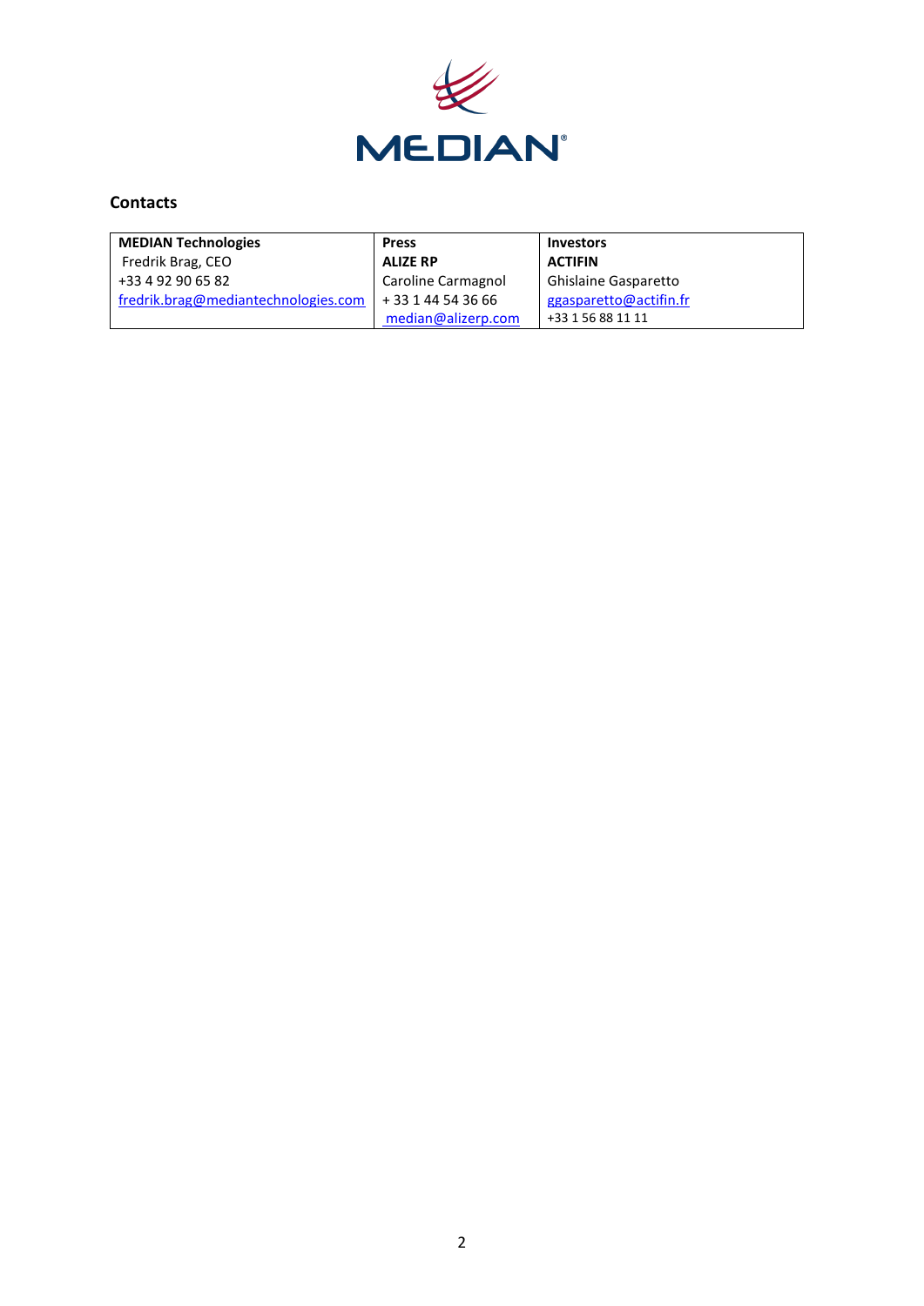MEDIAN

## Contacts

| | | |
|---|---|---|
| **MEDIAN Technologies** | **Press** | **Investors** |
| Fredrik Brag, CEO | **ALIZE RP** | **ACTIFIN** |
| +33 4 92 90 65 82 | Caroline Carmagnol | Ghislaine Gasparetto |
| fredrik.brag@mediantechnologies.com | + 33 1 44 54 36 66 | ggasparetto@actifin.fr |
| | median@alizerp.com | +33 1 56 88 11 11 |